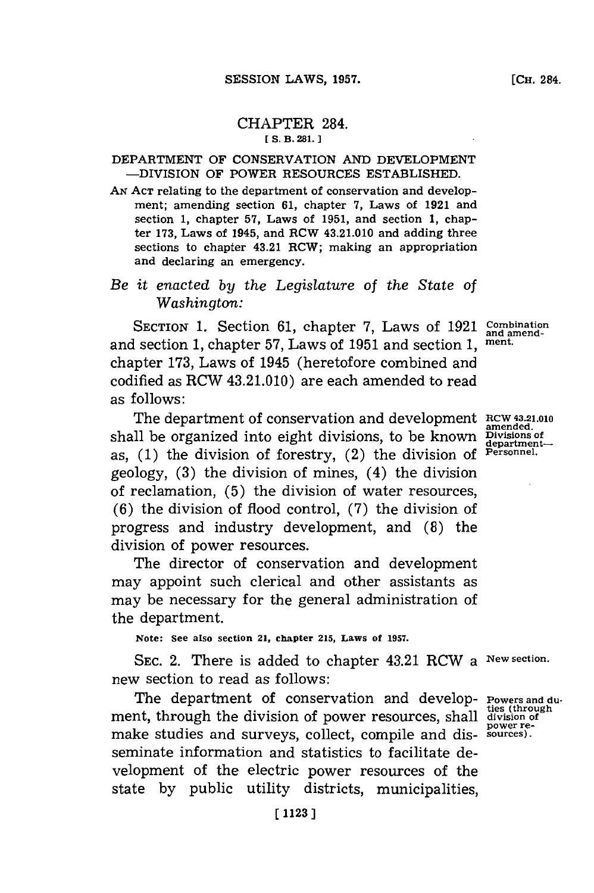# CHAPTER 284.

[ S. B. 281. ]

## DEPARTMENT OF CONSERVATION AND DEVELOPMENT —DIVISION OF POWER RESOURCES ESTABLISHED.

AN ACT relating to the department of conservation and development; amending section 61, chapter 7, Laws of 1921 and section 1, chapter 57, Laws of 1951, and section 1, chapter 173, Laws of 1945, and RCW 43.21.010 and adding three sections to chapter 43.21 RCW; making an appropriation and declaring an emergency.

*Be it enacted by the Legislature of the State of Washington:*

SECTION 1. Section 61, chapter 7, Laws of 1921 and section 1, chapter 57, Laws of 1951 and section 1, chapter 173, Laws of 1945 (heretofore combined and codified as RCW 43.21.010) are each amended to read as follows:

Combination and amendment.

The department of conservation and development shall be organized into eight divisions, to be known as, (1) the division of forestry, (2) the division of geology, (3) the division of mines, (4) the division of reclamation, (5) the division of water resources, (6) the division of flood control, (7) the division of progress and industry development, and (8) the division of power resources.

RCW 43.21.010 amended. Divisions of department—Personnel.

The director of conservation and development may appoint such clerical and other assistants as may be necessary for the general administration of the department.

Note: See also section 21, chapter 215, Laws of 1957.

SEC. 2. There is added to chapter 43.21 RCW a new section to read as follows:

New section.

The department of conservation and development, through the division of power resources, shall make studies and surveys, collect, compile and disseminate information and statistics to facilitate development of the electric power resources of the state by public utility districts, municipalities,

Powers and duties (through division of power resources).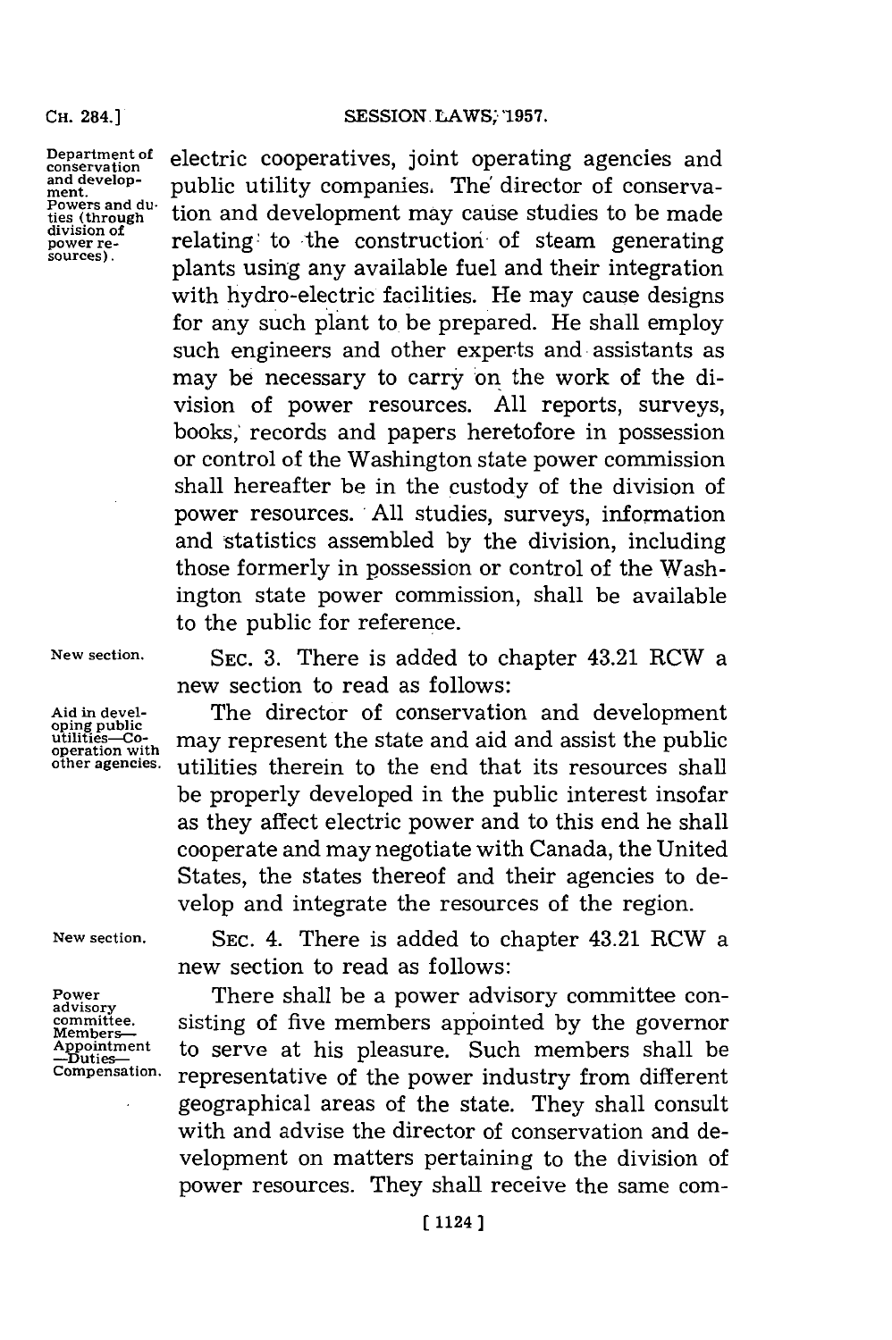Department of conservation and development. Powers and duties (through division of power resources).

electric cooperatives, joint operating agencies and public utility companies. The director of conservation and development may cause studies to be made relating to the construction of steam generating plants using any available fuel and their integration with hydro-electric facilities. He may cause designs for any such plant to be prepared. He shall employ such engineers and other experts and assistants as may be necessary to carry on the work of the division of power resources. All reports, surveys, books, records and papers heretofore in possession or control of the Washington state power commission shall hereafter be in the custody of the division of power resources. All studies, surveys, information and statistics assembled by the division, including those formerly in possession or control of the Washington state power commission, shall be available to the public for reference.

New section.

SEC. 3. There is added to chapter 43.21 RCW a new section to read as follows:

Aid in developing public utilities—Co-operation with other agencies.

The director of conservation and development may represent the state and aid and assist the public utilities therein to the end that its resources shall be properly developed in the public interest insofar as they affect electric power and to this end he shall cooperate and may negotiate with Canada, the United States, the states thereof and their agencies to develop and integrate the resources of the region.

New section.

SEC. 4. There is added to chapter 43.21 RCW a new section to read as follows:

Power advisory committee. Members—Appointment—Duties—Compensation.

There shall be a power advisory committee consisting of five members appointed by the governor to serve at his pleasure. Such members shall be representative of the power industry from different geographical areas of the state. They shall consult with and advise the director of conservation and development on matters pertaining to the division of power resources. They shall receive the same com-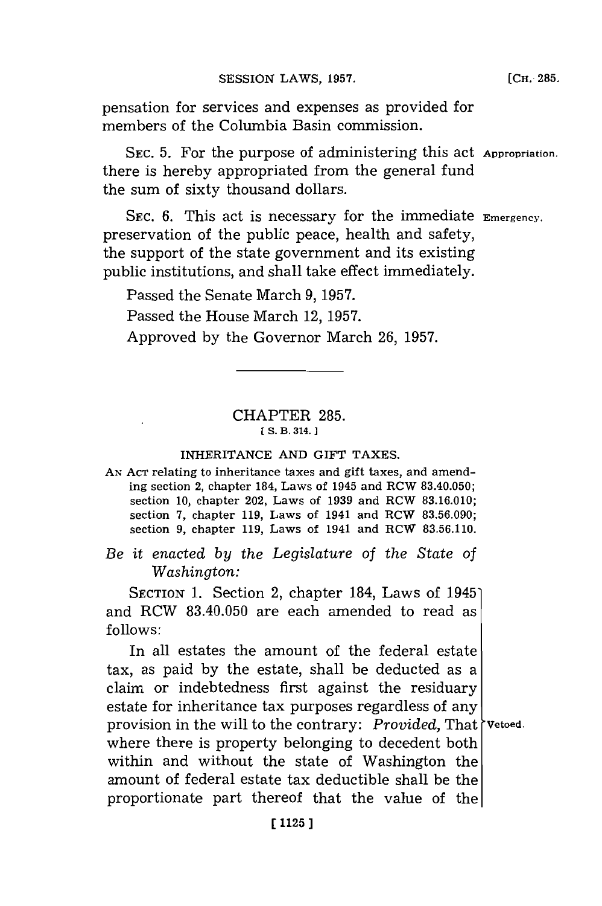pensation for services and expenses as provided for members of the Columbia Basin commission.

SEC. 5. For the purpose of administering this act there is hereby appropriated from the general fund the sum of sixty thousand dollars. **Appropriation.**

SEC. 6. This act is necessary for the immediate preservation of the public peace, health and safety, the support of the state government and its existing public institutions, and shall take effect immediately. **Emergency.**

Passed the Senate March 9, 1957.

Passed the House March 12, 1957.

Approved by the Governor March 26, 1957.

---

## CHAPTER 285.

[S. B. 314.]

### INHERITANCE AND GIFT TAXES.

AN ACT relating to inheritance taxes and gift taxes, and amending section 2, chapter 184, Laws of 1945 and RCW 83.40.050; section 10, chapter 202, Laws of 1939 and RCW 83.16.010; section 7, chapter 119, Laws of 1941 and RCW 83.56.090; section 9, chapter 119, Laws of 1941 and RCW 83.56.110.

*Be it enacted by the Legislature of the State of Washington:*

SECTION 1. Section 2, chapter 184, Laws of 1945 and RCW 83.40.050 are each amended to read as follows:

In all estates the amount of the federal estate tax, as paid by the estate, shall be deducted as a claim or indebtedness first against the residuary estate for inheritance tax purposes regardless of any provision in the will to the contrary: *Provided,* That where there is property belonging to decedent both within and without the state of Washington the amount of federal estate tax deductible shall be the proportionate part thereof that the value of the **Vetoed.**